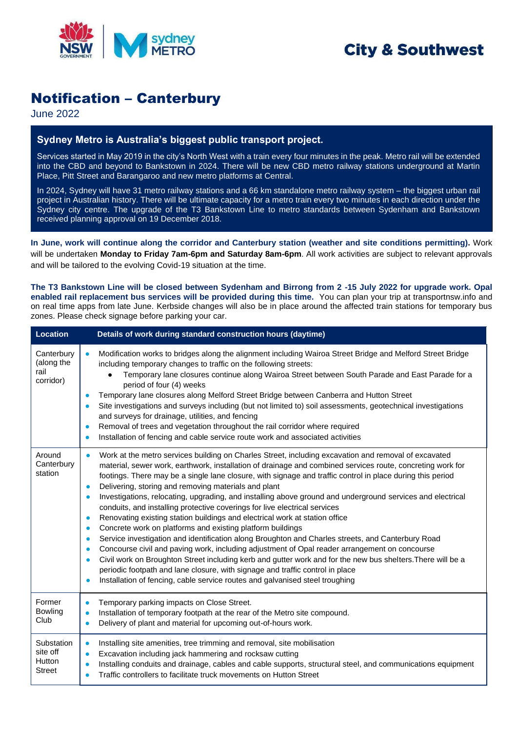City & Southwest

# Notification – Canterbury

June 2022

## Sydney Metro is Australia's biggest public transport project.

Services started in May 2019 in the city's North West with a train every four minutes in the peak. Metro rail will be extended into the CBD and beyond to Bankstown in 2024. There will be new CBD metro railway stations underground at Martin Place, Pitt Street and Barangaroo and new metro platforms at Central.

In 2024, Sydney will have 31 metro railway stations and a 66 km standalone metro railway system – the biggest urban rail project in Australian history. There will be ultimate capacity for a metro train every two minutes in each direction under the Sydney city centre. The upgrade of the T3 Bankstown Line to metro standards between Sydenham and Bankstown received planning approval on 19 December 2018.

**In June, work will continue along the corridor and Canterbury station (weather and site conditions permitting).** Work will be undertaken **Monday to Friday 7am-6pm and Saturday 8am-6pm**. All work activities are subject to relevant approvals and will be tailored to the evolving Covid-19 situation at the time.

**The T3 Bankstown Line will be closed between Sydenham and Birrong from 2 -15 July 2022 for upgrade work. Opal enabled rail replacement bus services will be provided during this time.** You can plan your trip at transportnsw.info and on real time apps from late June. Kerbside changes will also be in place around the affected train stations for temporary bus zones. Please check signage before parking your car.

| Location | Details of work during standard construction hours (daytime) |
| --- | --- |
| Canterbury (along the rail corridor) | • Modification works to bridges along the alignment including Wairoa Street Bridge and Melford Street Bridge including temporary changes to traffic on the following streets:<br>&nbsp;&nbsp;&nbsp;&nbsp;○ Temporary lane closures continue along Wairoa Street between South Parade and East Parade for a period of four (4) weeks<br>• Temporary lane closures along Melford Street Bridge between Canberra and Hutton Street<br>• Site investigations and surveys including (but not limited to) soil assessments, geotechnical investigations and surveys for drainage, utilities, and fencing<br>• Removal of trees and vegetation throughout the rail corridor where required<br>• Installation of fencing and cable service route work and associated activities |
| Around Canterbury station | • Work at the metro services building on Charles Street, including excavation and removal of excavated material, sewer work, earthwork, installation of drainage and combined services route, concreting work for footings. There may be a single lane closure, with signage and traffic control in place during this period<br>• Delivering, storing and removing materials and plant<br>• Investigations, relocating, upgrading, and installing above ground and underground services and electrical conduits, and installing protective coverings for live electrical services<br>• Renovating existing station buildings and electrical work at station office<br>• Concrete work on platforms and existing platform buildings<br>• Service investigation and identification along Broughton and Charles streets, and Canterbury Road<br>• Concourse civil and paving work, including adjustment of Opal reader arrangement on concourse<br>• Civil work on Broughton Street including kerb and gutter work and for the new bus shelters.There will be a periodic footpath and lane closure, with signage and traffic control in place<br>• Installation of fencing, cable service routes and galvanised steel troughing |
| Former Bowling Club | • Temporary parking impacts on Close Street.<br>• Installation of temporary footpath at the rear of the Metro site compound.<br>• Delivery of plant and material for upcoming out-of-hours work. |
| Substation site off Hutton Street | • Installing site amenities, tree trimming and removal, site mobilisation<br>• Excavation including jack hammering and rocksaw cutting<br>• Installing conduits and drainage, cables and cable supports, structural steel, and communications equipment<br>• Traffic controllers to facilitate truck movements on Hutton Street |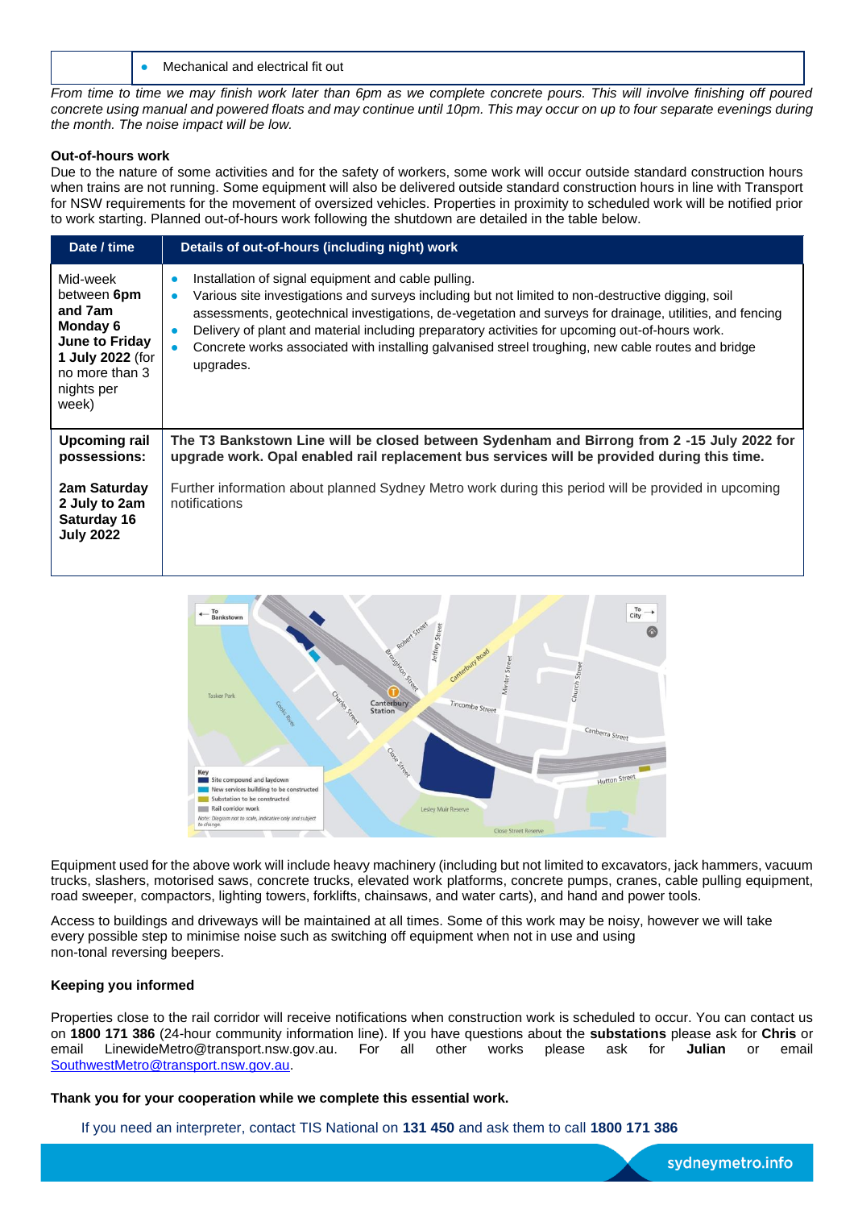| | |
|---|---|
| | • Mechanical and electrical fit out |

*From time to time we may finish work later than 6pm as we complete concrete pours. This will involve finishing off poured concrete using manual and powered floats and may continue until 10pm. This may occur on up to four separate evenings during the month. The noise impact will be low.*

**Out-of-hours work**

Due to the nature of some activities and for the safety of workers, some work will occur outside standard construction hours when trains are not running. Some equipment will also be delivered outside standard construction hours in line with Transport for NSW requirements for the movement of oversized vehicles. Properties in proximity to scheduled work will be notified prior to work starting. Planned out-of-hours work following the shutdown are detailed in the table below.

| Date / time | Details of out-of-hours (including night) work |
|---|---|
| Mid-week between **6pm and 7am Monday 6 June to Friday 1 July 2022** (for no more than 3 nights per week) | • Installation of signal equipment and cable pulling.<br>• Various site investigations and surveys including but not limited to non-destructive digging, soil assessments, geotechnical investigations, de-vegetation and surveys for drainage, utilities, and fencing<br>• Delivery of plant and material including preparatory activities for upcoming out-of-hours work.<br>• Concrete works associated with installing galvanised streel troughing, new cable routes and bridge upgrades. |
| **Upcoming rail possessions:**<br><br>**2am Saturday 2 July to 2am Saturday 16 July 2022** | **The T3 Bankstown Line will be closed between Sydenham and Birrong from 2 -15 July 2022 for upgrade work. Opal enabled rail replacement bus services will be provided during this time.**<br><br>Further information about planned Sydney Metro work during this period will be provided in upcoming notifications |

Equipment used for the above work will include heavy machinery (including but not limited to excavators, jack hammers, vacuum trucks, slashers, motorised saws, concrete trucks, elevated work platforms, concrete pumps, cranes, cable pulling equipment, road sweeper, compactors, lighting towers, forklifts, chainsaws, and water carts), and hand and power tools.

Access to buildings and driveways will be maintained at all times. Some of this work may be noisy, however we will take every possible step to minimise noise such as switching off equipment when not in use and using non-tonal reversing beepers.

**Keeping you informed**

Properties close to the rail corridor will receive notifications when construction work is scheduled to occur. You can contact us on **1800 171 386** (24-hour community information line). If you have questions about the **substations** please ask for **Chris** or email LinewideMetro@transport.nsw.gov.au. For all other works please ask for **Julian** or email SouthwestMetro@transport.nsw.gov.au.

**Thank you for your cooperation while we complete this essential work.**

If you need an interpreter, contact TIS National on **131 450** and ask them to call **1800 171 386**

sydneymetro.info